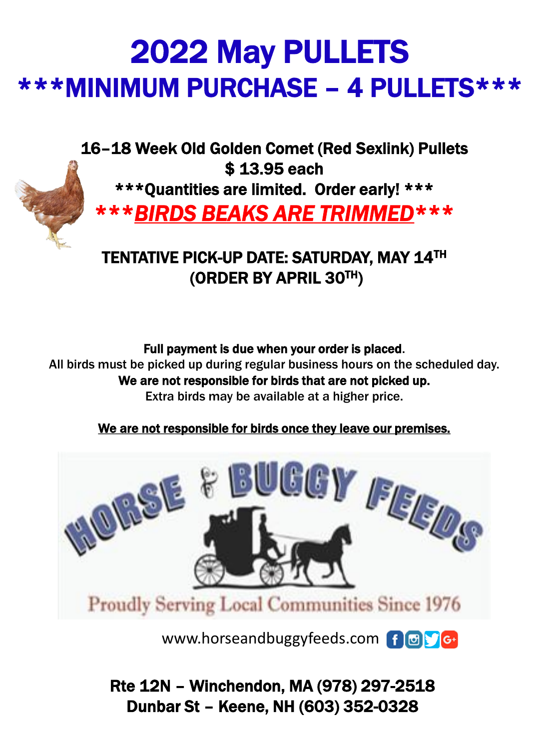# 2022 May PULLETS

## ***MINIMUM PURCHASE – 4 PULLETS***

**16–18 Week Old Golden Comet (Red Sexlink) Pullets**

**$ 13.95 each**

**\*\*\*Quantities are limited. Order early! \*\*\***

***\*\*\*BIRDS BEAKS ARE TRIMMED\*\*\****

**TENTATIVE PICK-UP DATE: SATURDAY, MAY 14TH**

**(ORDER BY APRIL 30TH)**

**Full payment is due when your order is placed.**

All birds must be picked up during regular business hours on the scheduled day.

**We are not responsible for birds that are not picked up.**

Extra birds may be available at a higher price.

**We are not responsible for birds once they leave our premises.**

HORSE & BUGGY FEEDS

Proudly Serving Local Communities Since 1976

www.horseandbuggyfeeds.com

**Rte 12N – Winchendon, MA (978) 297-2518**

**Dunbar St – Keene, NH (603) 352-0328**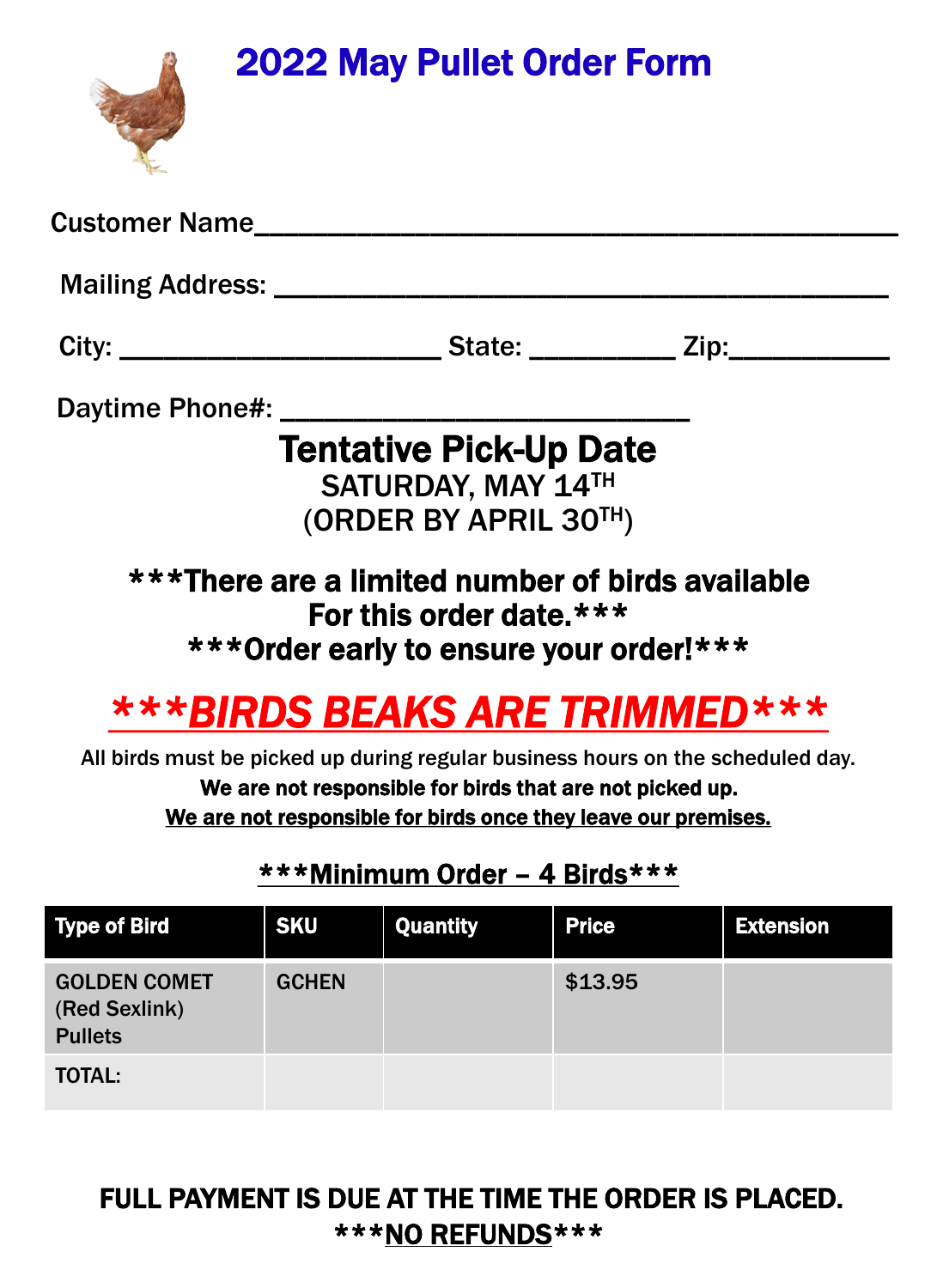# 2022 May Pullet Order Form

Customer Name_____________________________________________

Mailing Address: ___________________________________________

City: _____________________ State: __________ Zip:___________

Daytime Phone#: ___________________________

## Tentative Pick-Up Date

SATURDAY, MAY 14TH

(ORDER BY APRIL 30TH)

**\*\*\*There are a limited number of birds available For this order date.\*\*\***

**\*\*\*Order early to ensure your order!\*\*\***

***<u>\*\*\*BIRDS BEAKS ARE TRIMMED\*\*\*</u>***

All birds must be picked up during regular business hours on the scheduled day.

**We are not responsible for birds that are not picked up.**

**<u>We are not responsible for birds once they leave our premises.</u>**

**<u>\*\*\*Minimum Order – 4 Birds\*\*\*</u>**

| Type of Bird | SKU | Quantity | Price | Extension |
|---|---|---|---|---|
| GOLDEN COMET (Red Sexlink) Pullets | GCHEN | | $13.95 | |
| TOTAL: | | | | |

**FULL PAYMENT IS DUE AT THE TIME THE ORDER IS PLACED.**

**\*\*\*<u>NO REFUNDS</u>\*\*\***